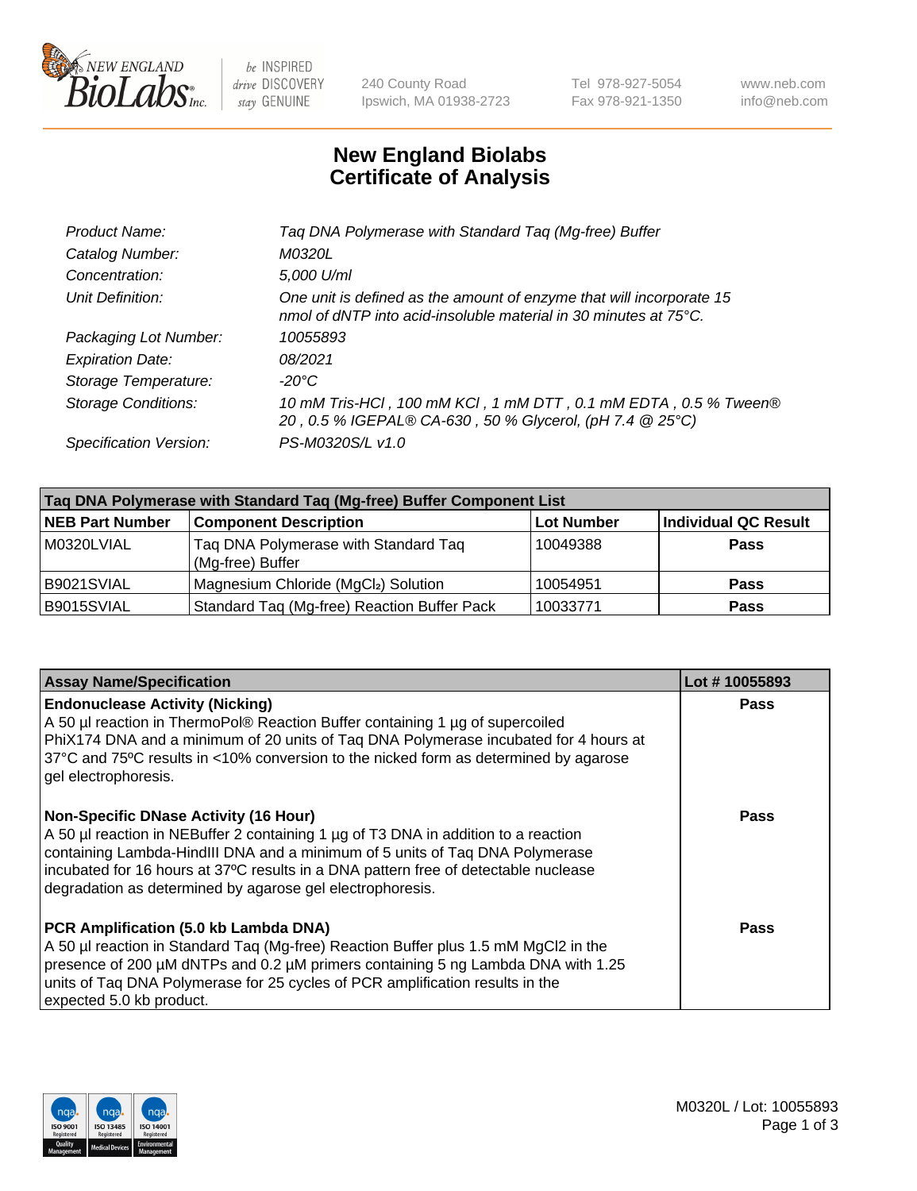240 County Road
Ipswich, MA 01938-2723

Tel 978-927-5054
Fax 978-921-1350

www.neb.com
info@neb.com

# New England Biolabs
# Certificate of Analysis

| | |
|---|---|
| *Product Name:* | *Taq DNA Polymerase with Standard Taq (Mg-free) Buffer* |
| *Catalog Number:* | *M0320L* |
| *Concentration:* | *5,000 U/ml* |
| *Unit Definition:* | *One unit is defined as the amount of enzyme that will incorporate 15 nmol of dNTP into acid-insoluble material in 30 minutes at 75°C.* |
| *Packaging Lot Number:* | *10055893* |
| *Expiration Date:* | *08/2021* |
| *Storage Temperature:* | *-20°C* |
| *Storage Conditions:* | *10 mM Tris-HCl , 100 mM KCl , 1 mM DTT , 0.1 mM EDTA , 0.5 % Tween® 20 , 0.5 % IGEPAL® CA-630 , 50 % Glycerol, (pH 7.4 @ 25°C)* |
| *Specification Version:* | *PS-M0320S/L v1.0* |

| Taq DNA Polymerase with Standard Taq (Mg-free) Buffer Component List | | | |
|---|---|---|---|
| **NEB Part Number** | **Component Description** | **Lot Number** | **Individual QC Result** |
| M0320LVIAL | Taq DNA Polymerase with Standard Taq (Mg-free) Buffer | 10049388 | **Pass** |
| B9021SVIAL | Magnesium Chloride ($MgCl_2$) Solution | 10054951 | **Pass** |
| B9015SVIAL | Standard Taq (Mg-free) Reaction Buffer Pack | 10033771 | **Pass** |

| Assay Name/Specification | Lot # 10055893 |
|---|---|
| **Endonuclease Activity (Nicking)**<br>A 50 µl reaction in ThermoPol® Reaction Buffer containing 1 µg of supercoiled PhiX174 DNA and a minimum of 20 units of Taq DNA Polymerase incubated for 4 hours at 37°C and 75ºC results in <10% conversion to the nicked form as determined by agarose gel electrophoresis. | **Pass** |
| **Non-Specific DNase Activity (16 Hour)**<br>A 50 µl reaction in NEBuffer 2 containing 1 µg of T3 DNA in addition to a reaction containing Lambda-HindIII DNA and a minimum of 5 units of Taq DNA Polymerase incubated for 16 hours at 37ºC results in a DNA pattern free of detectable nuclease degradation as determined by agarose gel electrophoresis. | **Pass** |
| **PCR Amplification (5.0 kb Lambda DNA)**<br>A 50 µl reaction in Standard Taq (Mg-free) Reaction Buffer plus 1.5 mM MgCl2 in the presence of 200 µM dNTPs and 0.2 µM primers containing 5 ng Lambda DNA with 1.25 units of Taq DNA Polymerase for 25 cycles of PCR amplification results in the expected 5.0 kb product. | **Pass** |

M0320L / Lot: 10055893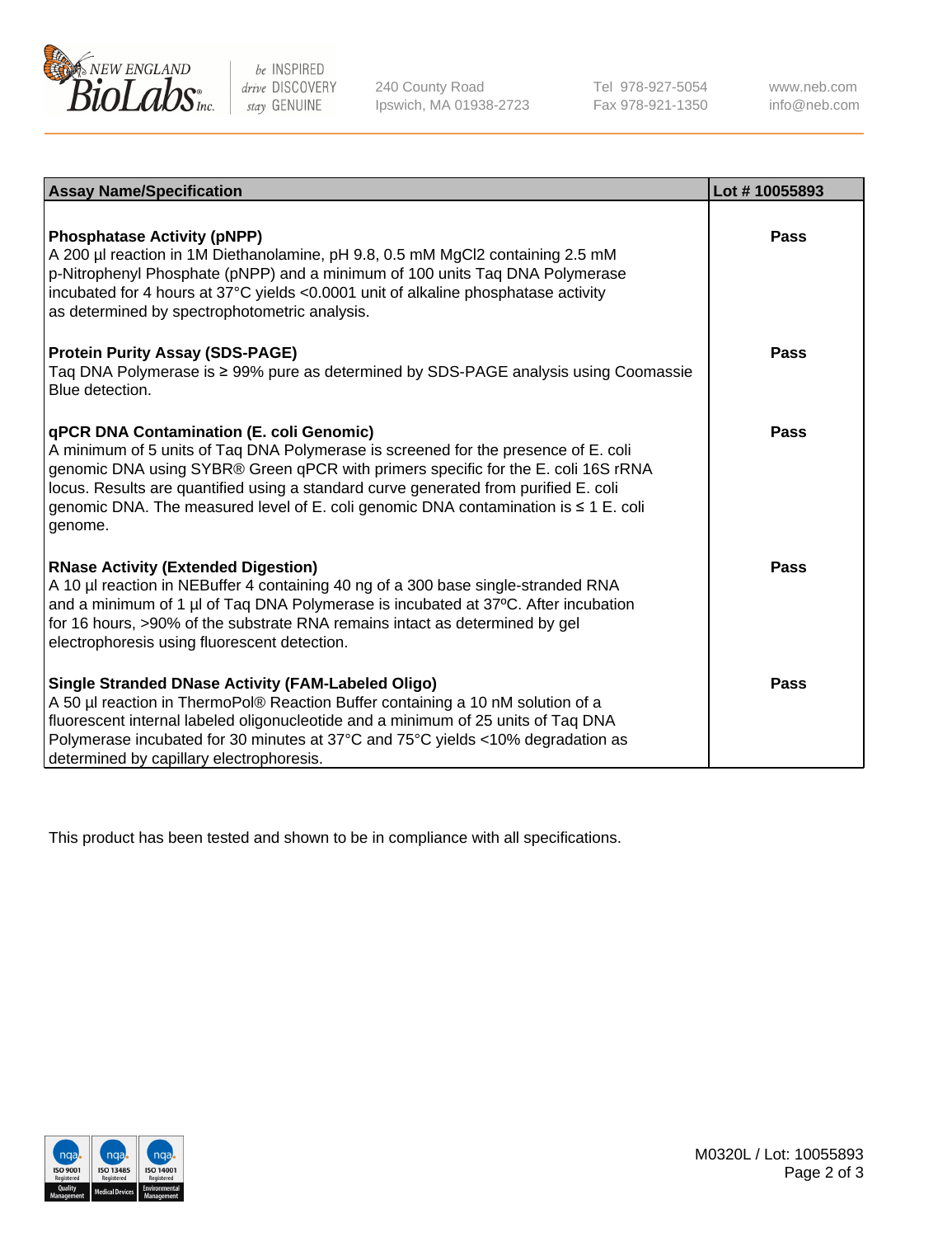| Assay Name/Specification | Lot # 10055893 |
| --- | --- |
| **Phosphatase Activity (pNPP)**<br>A 200 µl reaction in 1M Diethanolamine, pH 9.8, 0.5 mM $MgCl_2$ containing 2.5 mM p-Nitrophenyl Phosphate (pNPP) and a minimum of 100 units Taq DNA Polymerase incubated for 4 hours at 37°C yields <0.0001 unit of alkaline phosphatase activity as determined by spectrophotometric analysis. | Pass |
| **Protein Purity Assay (SDS-PAGE)**<br>Taq DNA Polymerase is ≥ 99% pure as determined by SDS-PAGE analysis using Coomassie Blue detection. | Pass |
| **qPCR DNA Contamination (E. coli Genomic)**<br>A minimum of 5 units of Taq DNA Polymerase is screened for the presence of E. coli genomic DNA using SYBR® Green qPCR with primers specific for the E. coli 16S rRNA locus. Results are quantified using a standard curve generated from purified E. coli genomic DNA. The measured level of E. coli genomic DNA contamination is ≤ 1 E. coli genome. | Pass |
| **RNase Activity (Extended Digestion)**<br>A 10 µl reaction in NEBuffer 4 containing 40 ng of a 300 base single-stranded RNA and a minimum of 1 µl of Taq DNA Polymerase is incubated at 37ºC. After incubation for 16 hours, >90% of the substrate RNA remains intact as determined by gel electrophoresis using fluorescent detection. | Pass |
| **Single Stranded DNase Activity (FAM-Labeled Oligo)**<br>A 50 µl reaction in ThermoPol® Reaction Buffer containing a 10 nM solution of a fluorescent internal labeled oligonucleotide and a minimum of 25 units of Taq DNA Polymerase incubated for 30 minutes at 37°C and 75°C yields <10% degradation as determined by capillary electrophoresis. | Pass |

This product has been tested and shown to be in compliance with all specifications.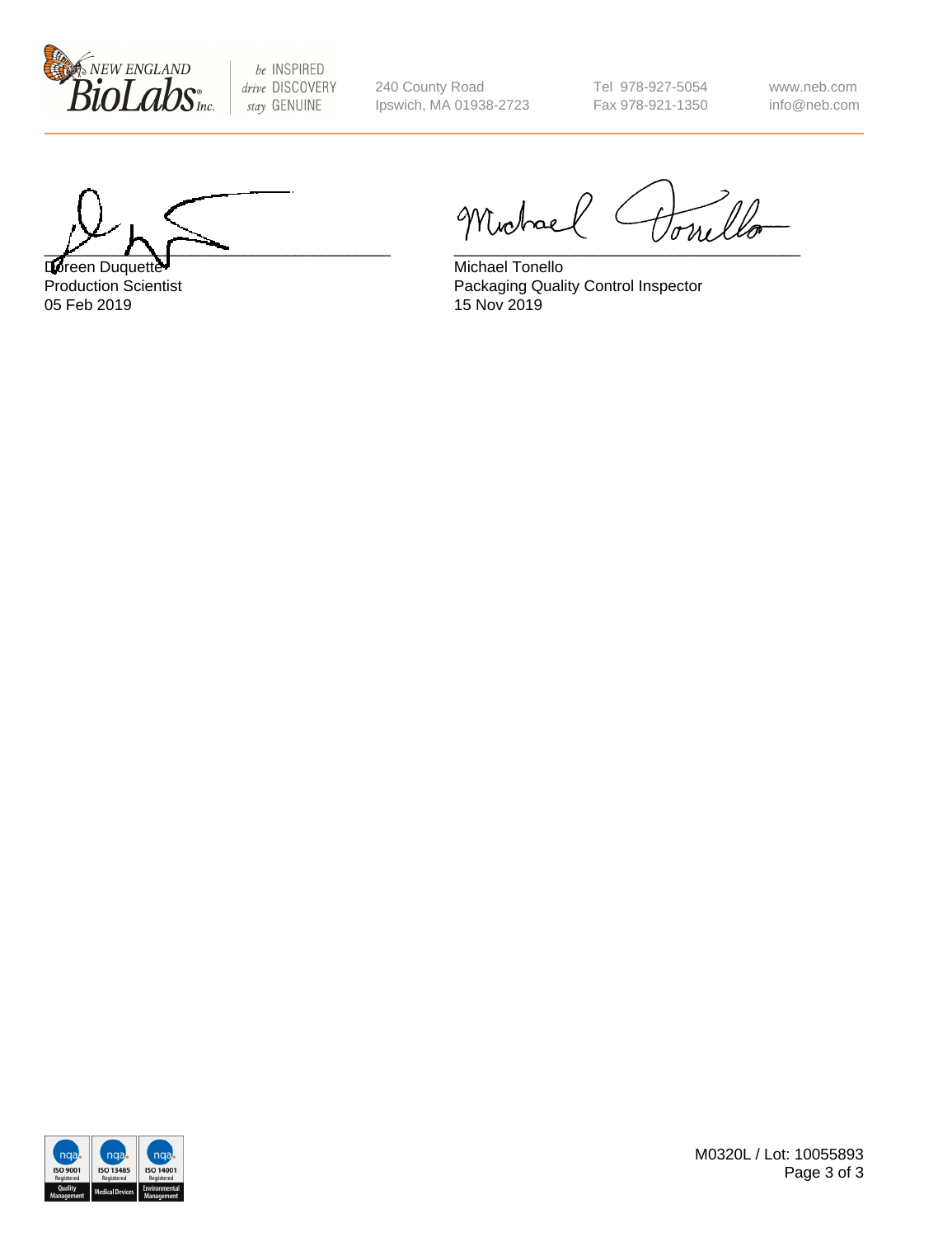Doreen Duquette
Production Scientist
05 Feb 2019

Michael Tonello
Packaging Quality Control Inspector
15 Nov 2019

M0320L / Lot: 10055893